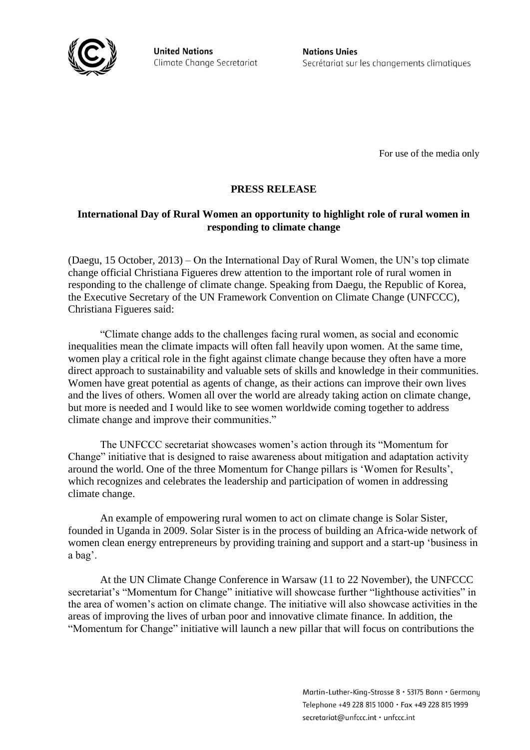United Nations
Climate Change Secretariat

Nations Unies
Secrétariat sur les changements climatiques

For use of the media only

# PRESS RELEASE

## International Day of Rural Women an opportunity to highlight role of rural women in responding to climate change

(Daegu, 15 October, 2013) – On the International Day of Rural Women, the UN's top climate change official Christiana Figueres drew attention to the important role of rural women in responding to the challenge of climate change. Speaking from Daegu, the Republic of Korea, the Executive Secretary of the UN Framework Convention on Climate Change (UNFCCC), Christiana Figueres said:

"Climate change adds to the challenges facing rural women, as social and economic inequalities mean the climate impacts will often fall heavily upon women. At the same time, women play a critical role in the fight against climate change because they often have a more direct approach to sustainability and valuable sets of skills and knowledge in their communities. Women have great potential as agents of change, as their actions can improve their own lives and the lives of others. Women all over the world are already taking action on climate change, but more is needed and I would like to see women worldwide coming together to address climate change and improve their communities."

The UNFCCC secretariat showcases women's action through its "Momentum for Change" initiative that is designed to raise awareness about mitigation and adaptation activity around the world. One of the three Momentum for Change pillars is 'Women for Results', which recognizes and celebrates the leadership and participation of women in addressing climate change.

An example of empowering rural women to act on climate change is Solar Sister, founded in Uganda in 2009. Solar Sister is in the process of building an Africa-wide network of women clean energy entrepreneurs by providing training and support and a start-up 'business in a bag'.

At the UN Climate Change Conference in Warsaw (11 to 22 November), the UNFCCC secretariat's "Momentum for Change" initiative will showcase further "lighthouse activities" in the area of women's action on climate change. The initiative will also showcase activities in the areas of improving the lives of urban poor and innovative climate finance. In addition, the "Momentum for Change" initiative will launch a new pillar that will focus on contributions the

Martin-Luther-King-Strasse 8 • 53175 Bonn • Germany
Telephone +49 228 815 1000 • Fax +49 228 815 1999
secretariat@unfccc.int • unfccc.int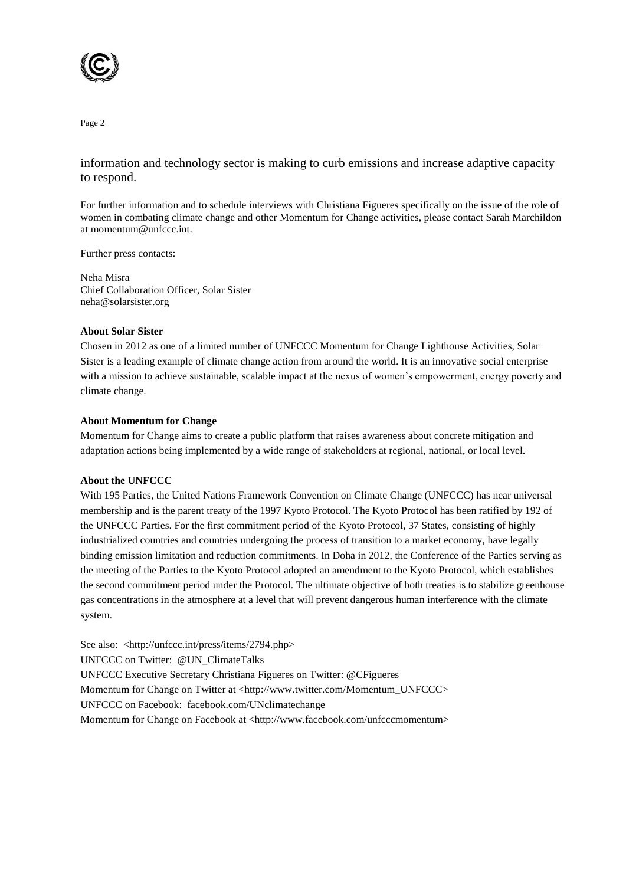information and technology sector is making to curb emissions and increase adaptive capacity to respond.

For further information and to schedule interviews with Christiana Figueres specifically on the issue of the role of women in combating climate change and other Momentum for Change activities, please contact Sarah Marchildon at momentum@unfccc.int.

Further press contacts:

Neha Misra
Chief Collaboration Officer, Solar Sister
neha@solarsister.org

**About Solar Sister**

Chosen in 2012 as one of a limited number of UNFCCC Momentum for Change Lighthouse Activities, Solar Sister is a leading example of climate change action from around the world. It is an innovative social enterprise with a mission to achieve sustainable, scalable impact at the nexus of women's empowerment, energy poverty and climate change.

**About Momentum for Change**

Momentum for Change aims to create a public platform that raises awareness about concrete mitigation and adaptation actions being implemented by a wide range of stakeholders at regional, national, or local level.

**About the UNFCCC**

With 195 Parties, the United Nations Framework Convention on Climate Change (UNFCCC) has near universal membership and is the parent treaty of the 1997 Kyoto Protocol. The Kyoto Protocol has been ratified by 192 of the UNFCCC Parties. For the first commitment period of the Kyoto Protocol, 37 States, consisting of highly industrialized countries and countries undergoing the process of transition to a market economy, have legally binding emission limitation and reduction commitments. In Doha in 2012, the Conference of the Parties serving as the meeting of the Parties to the Kyoto Protocol adopted an amendment to the Kyoto Protocol, which establishes the second commitment period under the Protocol. The ultimate objective of both treaties is to stabilize greenhouse gas concentrations in the atmosphere at a level that will prevent dangerous human interference with the climate system.

See also: <http://unfccc.int/press/items/2794.php>
UNFCCC on Twitter: @UN_ClimateTalks
UNFCCC Executive Secretary Christiana Figueres on Twitter: @CFigueres
Momentum for Change on Twitter at <http://www.twitter.com/Momentum_UNFCCC>
UNFCCC on Facebook: facebook.com/UNclimatechange
Momentum for Change on Facebook at <http://www.facebook.com/unfcccmomentum>